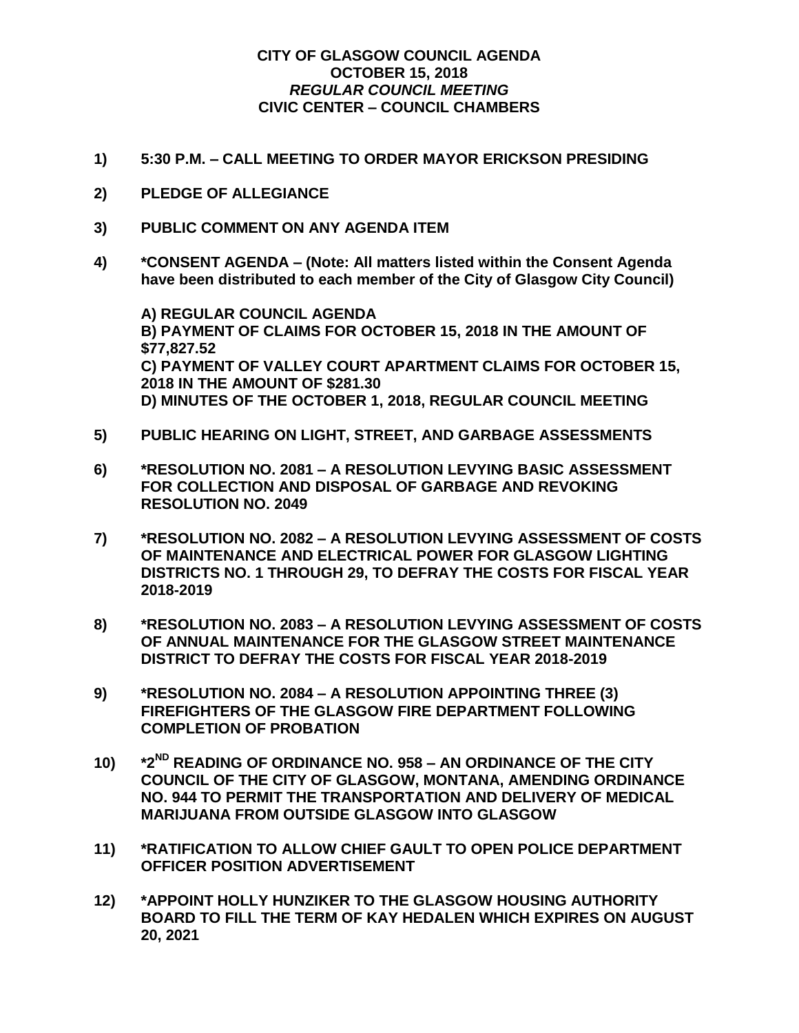# CITY OF GLASGOW COUNCIL AGENDA
## OCTOBER 15, 2018
### *REGULAR COUNCIL MEETING*
### CIVIC CENTER – COUNCIL CHAMBERS

**1) 5:30 P.M. – CALL MEETING TO ORDER MAYOR ERICKSON PRESIDING**

**2) PLEDGE OF ALLEGIANCE**

**3) PUBLIC COMMENT ON ANY AGENDA ITEM**

**4) *CONSENT AGENDA – (Note: All matters listed within the Consent Agenda have been distributed to each member of the City of Glasgow City Council)**

**A) REGULAR COUNCIL AGENDA**
**B) PAYMENT OF CLAIMS FOR OCTOBER 15, 2018 IN THE AMOUNT OF $77,827.52**
**C) PAYMENT OF VALLEY COURT APARTMENT CLAIMS FOR OCTOBER 15, 2018 IN THE AMOUNT OF $281.30**
**D) MINUTES OF THE OCTOBER 1, 2018, REGULAR COUNCIL MEETING**

**5) PUBLIC HEARING ON LIGHT, STREET, AND GARBAGE ASSESSMENTS**

**6) *RESOLUTION NO. 2081 – A RESOLUTION LEVYING BASIC ASSESSMENT FOR COLLECTION AND DISPOSAL OF GARBAGE AND REVOKING RESOLUTION NO. 2049**

**7) *RESOLUTION NO. 2082 – A RESOLUTION LEVYING ASSESSMENT OF COSTS OF MAINTENANCE AND ELECTRICAL POWER FOR GLASGOW LIGHTING DISTRICTS NO. 1 THROUGH 29, TO DEFRAY THE COSTS FOR FISCAL YEAR 2018-2019**

**8) *RESOLUTION NO. 2083 – A RESOLUTION LEVYING ASSESSMENT OF COSTS OF ANNUAL MAINTENANCE FOR THE GLASGOW STREET MAINTENANCE DISTRICT TO DEFRAY THE COSTS FOR FISCAL YEAR 2018-2019**

**9) *RESOLUTION NO. 2084 – A RESOLUTION APPOINTING THREE (3) FIREFIGHTERS OF THE GLASGOW FIRE DEPARTMENT FOLLOWING COMPLETION OF PROBATION**

**10) *2ND READING OF ORDINANCE NO. 958 – AN ORDINANCE OF THE CITY COUNCIL OF THE CITY OF GLASGOW, MONTANA, AMENDING ORDINANCE NO. 944 TO PERMIT THE TRANSPORTATION AND DELIVERY OF MEDICAL MARIJUANA FROM OUTSIDE GLASGOW INTO GLASGOW**

**11) *RATIFICATION TO ALLOW CHIEF GAULT TO OPEN POLICE DEPARTMENT OFFICER POSITION ADVERTISEMENT**

**12) *APPOINT HOLLY HUNZIKER TO THE GLASGOW HOUSING AUTHORITY BOARD TO FILL THE TERM OF KAY HEDALEN WHICH EXPIRES ON AUGUST 20, 2021**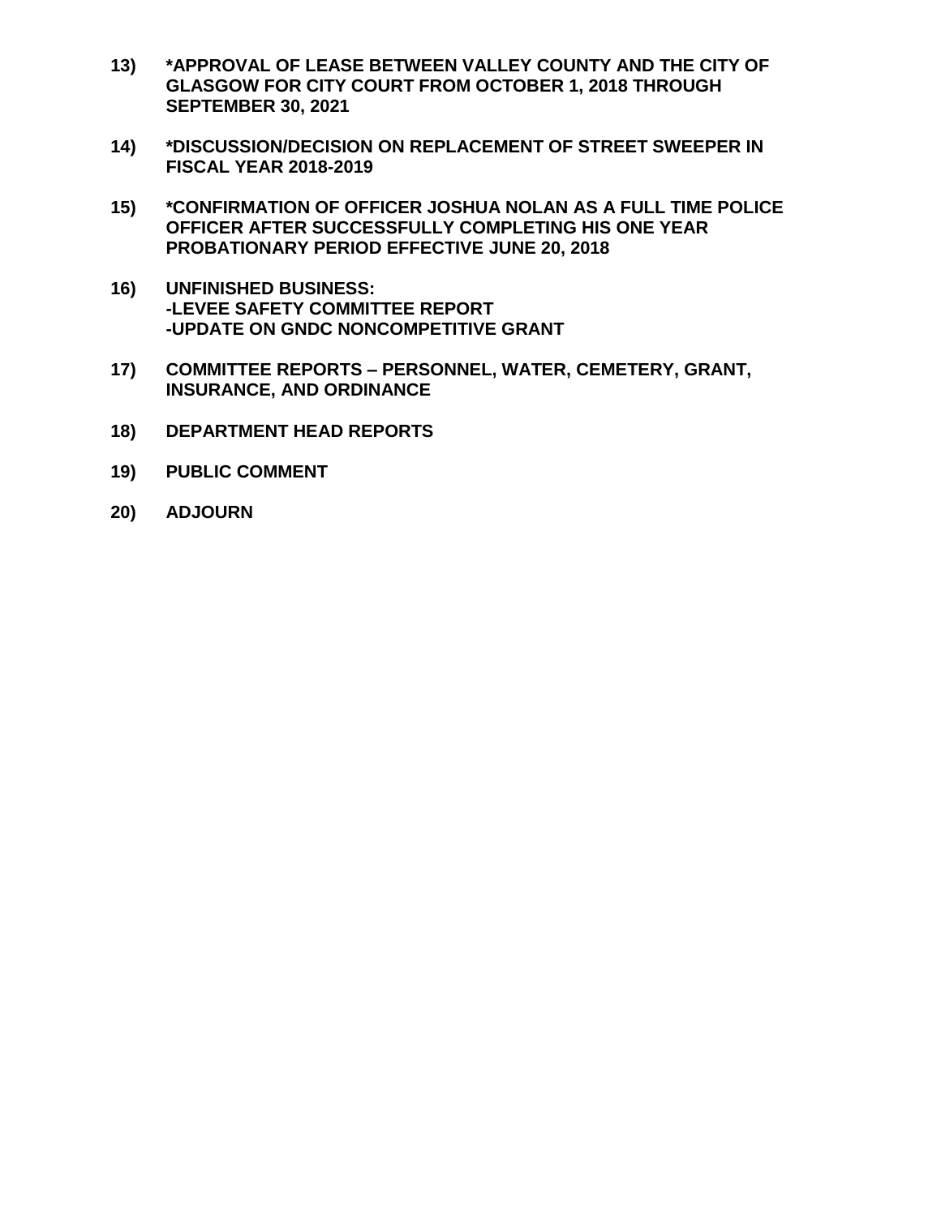13) **\*APPROVAL OF LEASE BETWEEN VALLEY COUNTY AND THE CITY OF GLASGOW FOR CITY COURT FROM OCTOBER 1, 2018 THROUGH SEPTEMBER 30, 2021**

14) **\*DISCUSSION/DECISION ON REPLACEMENT OF STREET SWEEPER IN FISCAL YEAR 2018-2019**

15) **\*CONFIRMATION OF OFFICER JOSHUA NOLAN AS A FULL TIME POLICE OFFICER AFTER SUCCESSFULLY COMPLETING HIS ONE YEAR PROBATIONARY PERIOD EFFECTIVE JUNE 20, 2018**

16) **UNFINISHED BUSINESS:**
**-LEVEE SAFETY COMMITTEE REPORT**
**-UPDATE ON GNDC NONCOMPETITIVE GRANT**

17) **COMMITTEE REPORTS – PERSONNEL, WATER, CEMETERY, GRANT, INSURANCE, AND ORDINANCE**

18) **DEPARTMENT HEAD REPORTS**

19) **PUBLIC COMMENT**

20) **ADJOURN**